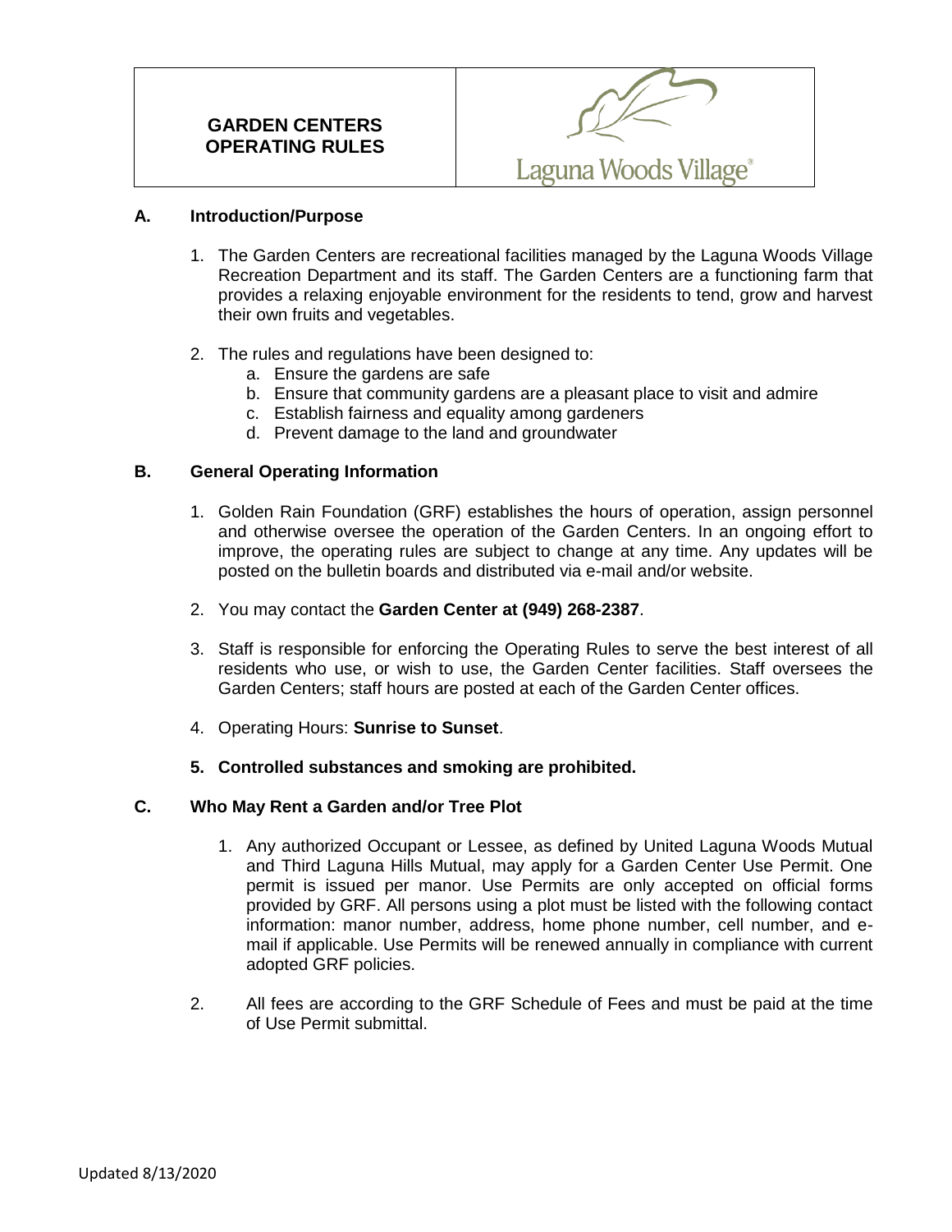# GARDEN CENTERS OPERATING RULES

Laguna Woods Village®

## A. Introduction/Purpose

1. The Garden Centers are recreational facilities managed by the Laguna Woods Village Recreation Department and its staff. The Garden Centers are a functioning farm that provides a relaxing enjoyable environment for the residents to tend, grow and harvest their own fruits and vegetables.

2. The rules and regulations have been designed to:
   a. Ensure the gardens are safe
   b. Ensure that community gardens are a pleasant place to visit and admire
   c. Establish fairness and equality among gardeners
   d. Prevent damage to the land and groundwater

## B. General Operating Information

1. Golden Rain Foundation (GRF) establishes the hours of operation, assign personnel and otherwise oversee the operation of the Garden Centers. In an ongoing effort to improve, the operating rules are subject to change at any time. Any updates will be posted on the bulletin boards and distributed via e-mail and/or website.

2. You may contact the **Garden Center at (949) 268-2387**.

3. Staff is responsible for enforcing the Operating Rules to serve the best interest of all residents who use, or wish to use, the Garden Center facilities. Staff oversees the Garden Centers; staff hours are posted at each of the Garden Center offices.

4. Operating Hours: **Sunrise to Sunset**.

5. **Controlled substances and smoking are prohibited.**

## C. Who May Rent a Garden and/or Tree Plot

1. Any authorized Occupant or Lessee, as defined by United Laguna Woods Mutual and Third Laguna Hills Mutual, may apply for a Garden Center Use Permit. One permit is issued per manor. Use Permits are only accepted on official forms provided by GRF. All persons using a plot must be listed with the following contact information: manor number, address, home phone number, cell number, and e-mail if applicable. Use Permits will be renewed annually in compliance with current adopted GRF policies.

2. All fees are according to the GRF Schedule of Fees and must be paid at the time of Use Permit submittal.

Updated 8/13/2020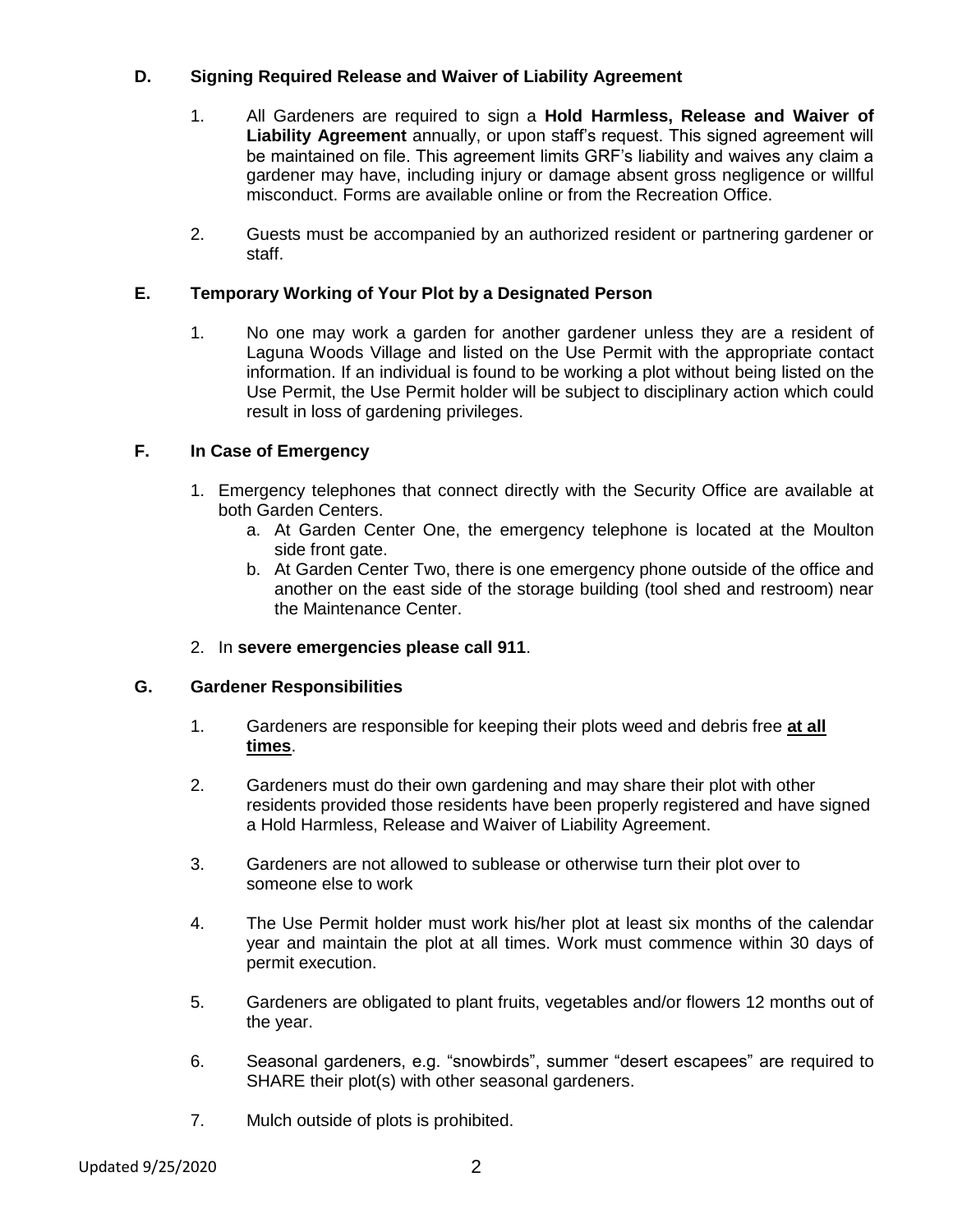## D. Signing Required Release and Waiver of Liability Agreement

1. All Gardeners are required to sign a **Hold Harmless, Release and Waiver of Liability Agreement** annually, or upon staff's request. This signed agreement will be maintained on file. This agreement limits GRF's liability and waives any claim a gardener may have, including injury or damage absent gross negligence or willful misconduct. Forms are available online or from the Recreation Office.

2. Guests must be accompanied by an authorized resident or partnering gardener or staff.

## E. Temporary Working of Your Plot by a Designated Person

1. No one may work a garden for another gardener unless they are a resident of Laguna Woods Village and listed on the Use Permit with the appropriate contact information. If an individual is found to be working a plot without being listed on the Use Permit, the Use Permit holder will be subject to disciplinary action which could result in loss of gardening privileges.

## F. In Case of Emergency

1. Emergency telephones that connect directly with the Security Office are available at both Garden Centers.
   a. At Garden Center One, the emergency telephone is located at the Moulton side front gate.
   b. At Garden Center Two, there is one emergency phone outside of the office and another on the east side of the storage building (tool shed and restroom) near the Maintenance Center.

2. In **severe emergencies please call 911**.

## G. Gardener Responsibilities

1. Gardeners are responsible for keeping their plots weed and debris free **at all times**.

2. Gardeners must do their own gardening and may share their plot with other residents provided those residents have been properly registered and have signed a Hold Harmless, Release and Waiver of Liability Agreement.

3. Gardeners are not allowed to sublease or otherwise turn their plot over to someone else to work

4. The Use Permit holder must work his/her plot at least six months of the calendar year and maintain the plot at all times. Work must commence within 30 days of permit execution.

5. Gardeners are obligated to plant fruits, vegetables and/or flowers 12 months out of the year.

6. Seasonal gardeners, e.g. "snowbirds", summer "desert escapees" are required to SHARE their plot(s) with other seasonal gardeners.

7. Mulch outside of plots is prohibited.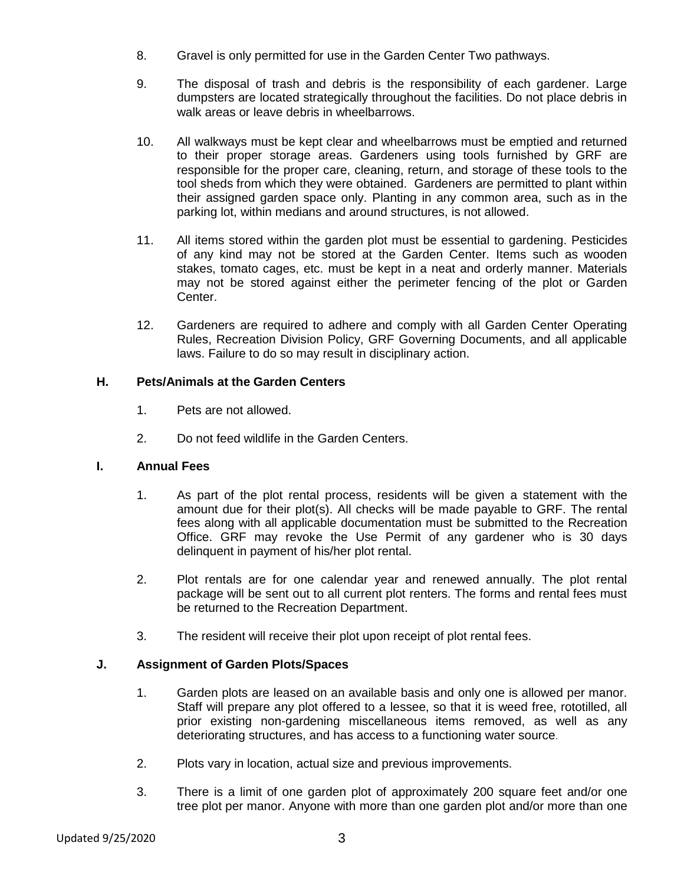8. Gravel is only permitted for use in the Garden Center Two pathways.

9. The disposal of trash and debris is the responsibility of each gardener. Large dumpsters are located strategically throughout the facilities. Do not place debris in walk areas or leave debris in wheelbarrows.

10. All walkways must be kept clear and wheelbarrows must be emptied and returned to their proper storage areas. Gardeners using tools furnished by GRF are responsible for the proper care, cleaning, return, and storage of these tools to the tool sheds from which they were obtained. Gardeners are permitted to plant within their assigned garden space only. Planting in any common area, such as in the parking lot, within medians and around structures, is not allowed.

11. All items stored within the garden plot must be essential to gardening. Pesticides of any kind may not be stored at the Garden Center. Items such as wooden stakes, tomato cages, etc. must be kept in a neat and orderly manner. Materials may not be stored against either the perimeter fencing of the plot or Garden Center.

12. Gardeners are required to adhere and comply with all Garden Center Operating Rules, Recreation Division Policy, GRF Governing Documents, and all applicable laws. Failure to do so may result in disciplinary action.

### H. Pets/Animals at the Garden Centers

1. Pets are not allowed.

2. Do not feed wildlife in the Garden Centers.

### I. Annual Fees

1. As part of the plot rental process, residents will be given a statement with the amount due for their plot(s). All checks will be made payable to GRF. The rental fees along with all applicable documentation must be submitted to the Recreation Office. GRF may revoke the Use Permit of any gardener who is 30 days delinquent in payment of his/her plot rental.

2. Plot rentals are for one calendar year and renewed annually. The plot rental package will be sent out to all current plot renters. The forms and rental fees must be returned to the Recreation Department.

3. The resident will receive their plot upon receipt of plot rental fees.

### J. Assignment of Garden Plots/Spaces

1. Garden plots are leased on an available basis and only one is allowed per manor. Staff will prepare any plot offered to a lessee, so that it is weed free, rototilled, all prior existing non-gardening miscellaneous items removed, as well as any deteriorating structures, and has access to a functioning water source.

2. Plots vary in location, actual size and previous improvements.

3. There is a limit of one garden plot of approximately 200 square feet and/or one tree plot per manor. Anyone with more than one garden plot and/or more than one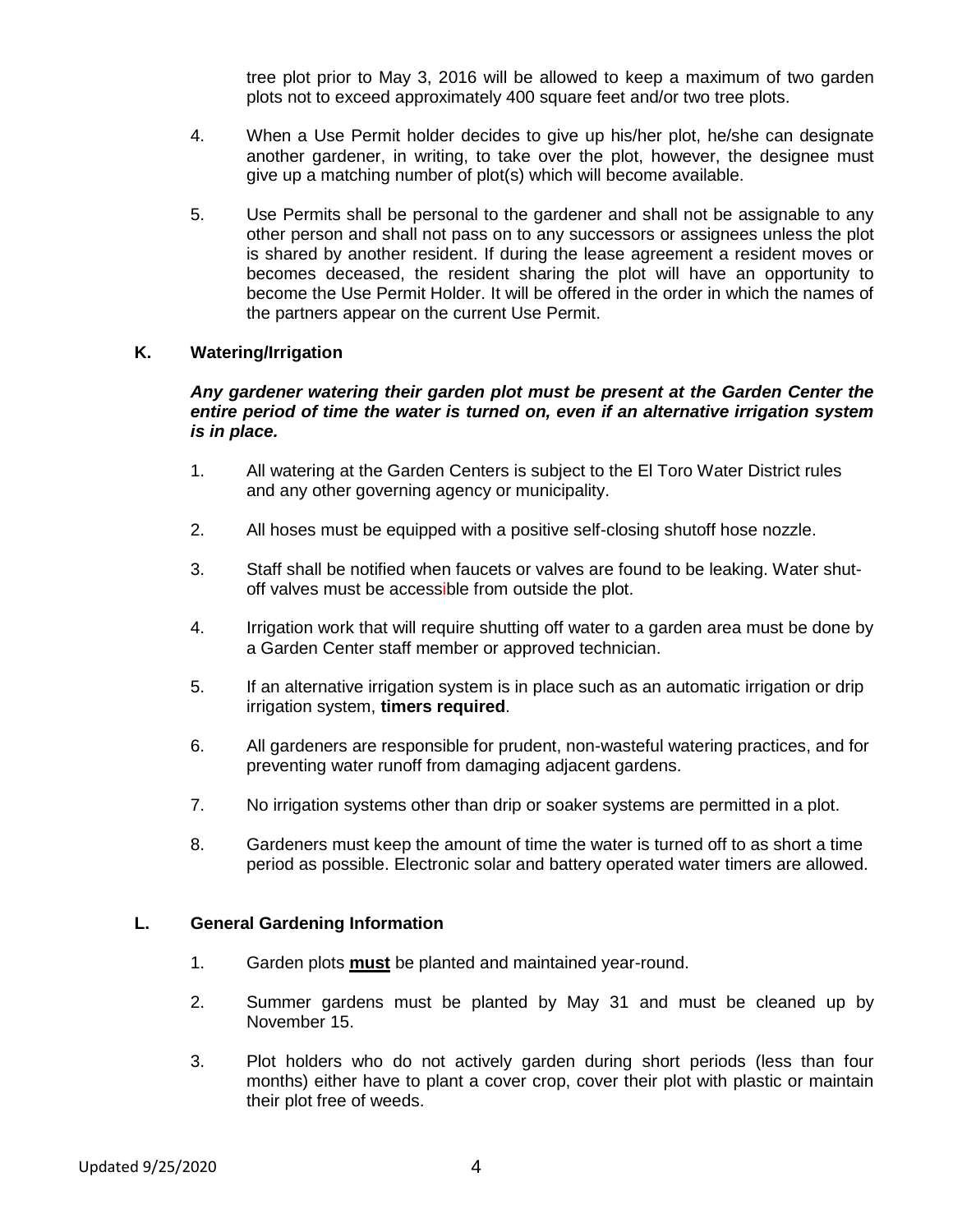tree plot prior to May 3, 2016 will be allowed to keep a maximum of two garden plots not to exceed approximately 400 square feet and/or two tree plots.

4. When a Use Permit holder decides to give up his/her plot, he/she can designate another gardener, in writing, to take over the plot, however, the designee must give up a matching number of plot(s) which will become available.

5. Use Permits shall be personal to the gardener and shall not be assignable to any other person and shall not pass on to any successors or assignees unless the plot is shared by another resident. If during the lease agreement a resident moves or becomes deceased, the resident sharing the plot will have an opportunity to become the Use Permit Holder. It will be offered in the order in which the names of the partners appear on the current Use Permit.

## K. Watering/Irrigation

***Any gardener watering their garden plot must be present at the Garden Center the entire period of time the water is turned on, even if an alternative irrigation system is in place.***

1. All watering at the Garden Centers is subject to the El Toro Water District rules and any other governing agency or municipality.

2. All hoses must be equipped with a positive self-closing shutoff hose nozzle.

3. Staff shall be notified when faucets or valves are found to be leaking. Water shut-off valves must be accessible from outside the plot.

4. Irrigation work that will require shutting off water to a garden area must be done by a Garden Center staff member or approved technician.

5. If an alternative irrigation system is in place such as an automatic irrigation or drip irrigation system, **timers required**.

6. All gardeners are responsible for prudent, non-wasteful watering practices, and for preventing water runoff from damaging adjacent gardens.

7. No irrigation systems other than drip or soaker systems are permitted in a plot.

8. Gardeners must keep the amount of time the water is turned off to as short a time period as possible. Electronic solar and battery operated water timers are allowed.

## L. General Gardening Information

1. Garden plots <u>**must**</u> be planted and maintained year-round.

2. Summer gardens must be planted by May 31 and must be cleaned up by November 15.

3. Plot holders who do not actively garden during short periods (less than four months) either have to plant a cover crop, cover their plot with plastic or maintain their plot free of weeds.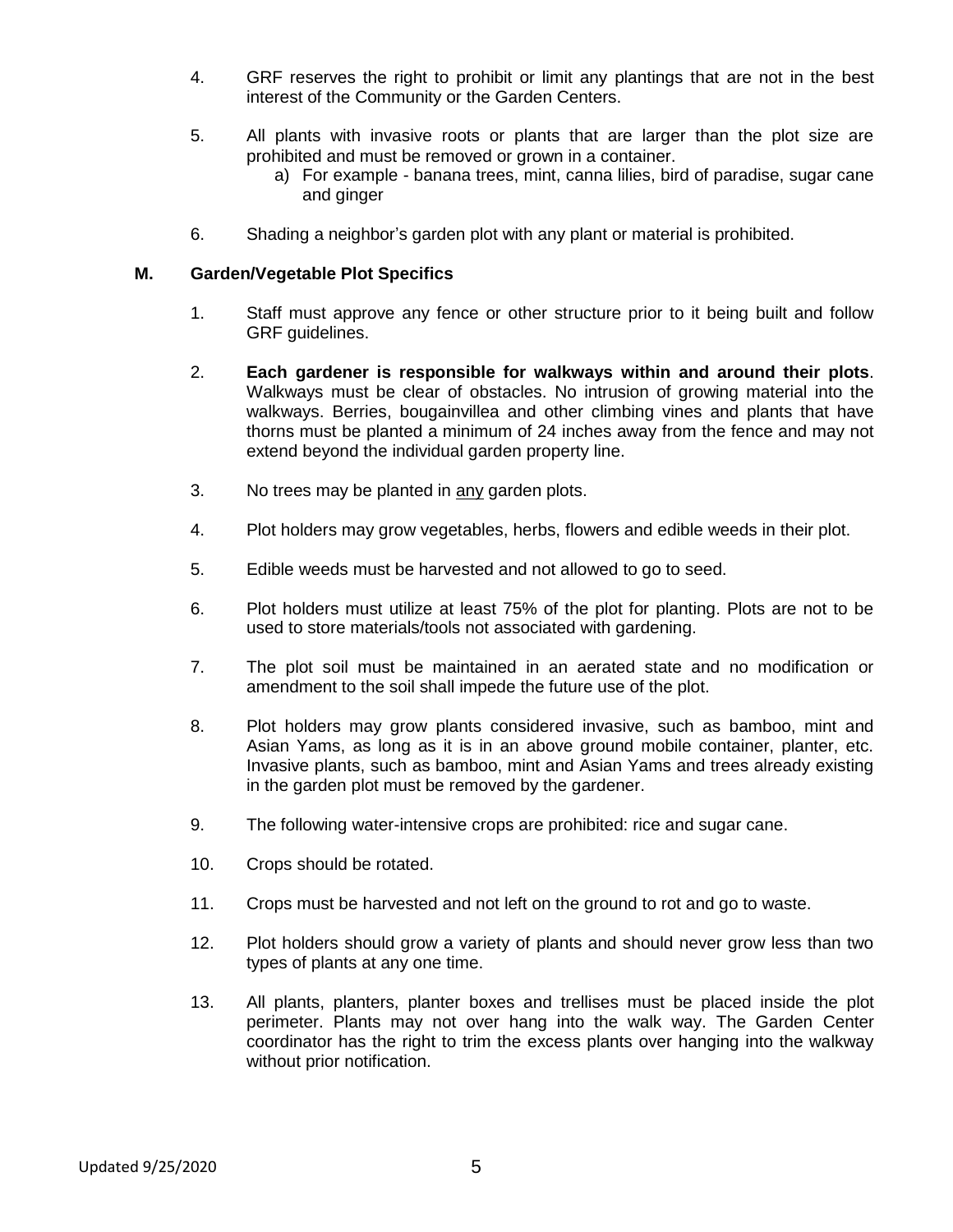4. GRF reserves the right to prohibit or limit any plantings that are not in the best interest of the Community or the Garden Centers.

5. All plants with invasive roots or plants that are larger than the plot size are prohibited and must be removed or grown in a container.
   a) For example - banana trees, mint, canna lilies, bird of paradise, sugar cane and ginger

6. Shading a neighbor's garden plot with any plant or material is prohibited.

## M. Garden/Vegetable Plot Specifics

1. Staff must approve any fence or other structure prior to it being built and follow GRF guidelines.

2. **Each gardener is responsible for walkways within and around their plots**. Walkways must be clear of obstacles. No intrusion of growing material into the walkways. Berries, bougainvillea and other climbing vines and plants that have thorns must be planted a minimum of 24 inches away from the fence and may not extend beyond the individual garden property line.

3. No trees may be planted in <u>any</u> garden plots.

4. Plot holders may grow vegetables, herbs, flowers and edible weeds in their plot.

5. Edible weeds must be harvested and not allowed to go to seed.

6. Plot holders must utilize at least 75% of the plot for planting. Plots are not to be used to store materials/tools not associated with gardening.

7. The plot soil must be maintained in an aerated state and no modification or amendment to the soil shall impede the future use of the plot.

8. Plot holders may grow plants considered invasive, such as bamboo, mint and Asian Yams, as long as it is in an above ground mobile container, planter, etc. Invasive plants, such as bamboo, mint and Asian Yams and trees already existing in the garden plot must be removed by the gardener.

9. The following water-intensive crops are prohibited: rice and sugar cane.

10. Crops should be rotated.

11. Crops must be harvested and not left on the ground to rot and go to waste.

12. Plot holders should grow a variety of plants and should never grow less than two types of plants at any one time.

13. All plants, planters, planter boxes and trellises must be placed inside the plot perimeter. Plants may not over hang into the walk way. The Garden Center coordinator has the right to trim the excess plants over hanging into the walkway without prior notification.

Updated 9/25/2020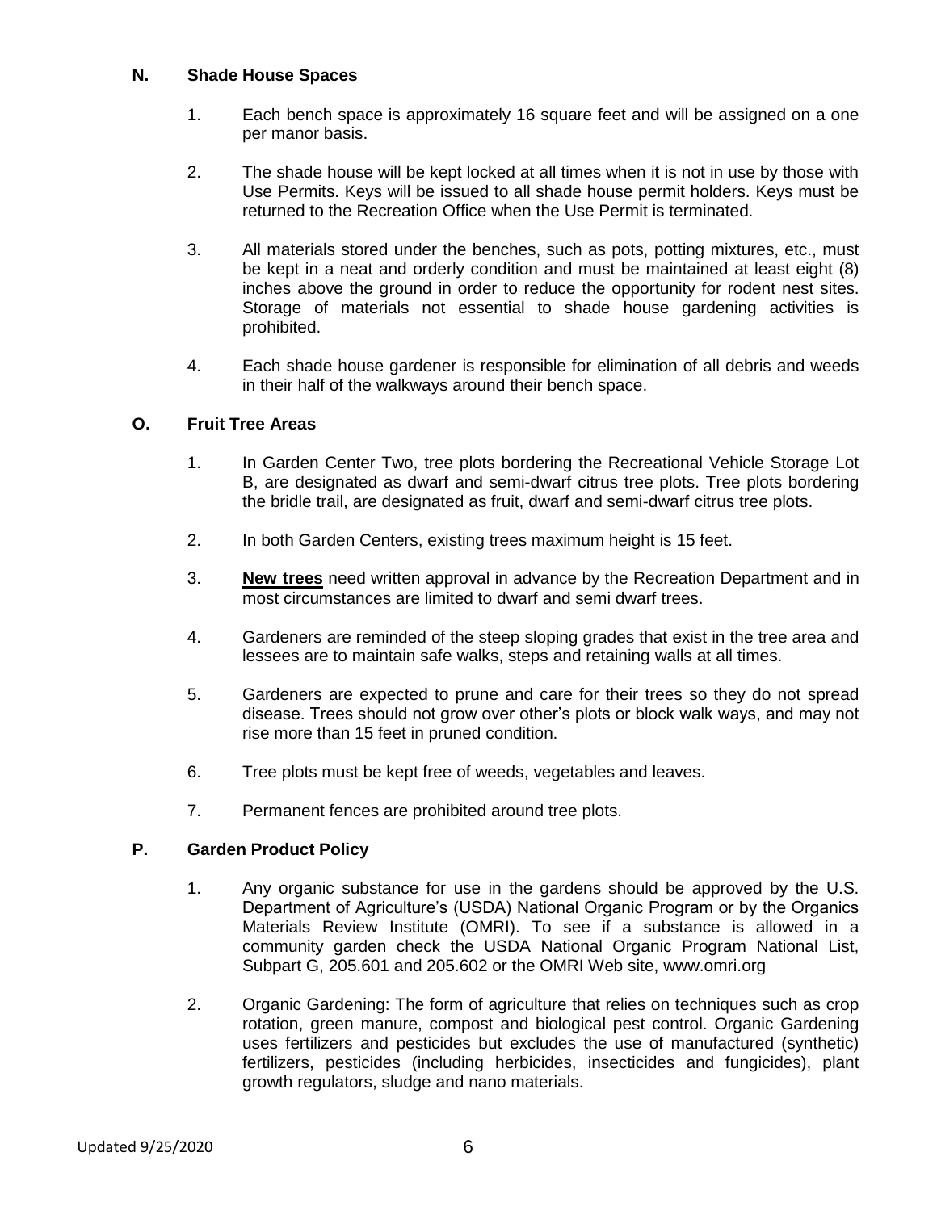### N. Shade House Spaces

1. Each bench space is approximately 16 square feet and will be assigned on a one per manor basis.

2. The shade house will be kept locked at all times when it is not in use by those with Use Permits. Keys will be issued to all shade house permit holders. Keys must be returned to the Recreation Office when the Use Permit is terminated.

3. All materials stored under the benches, such as pots, potting mixtures, etc., must be kept in a neat and orderly condition and must be maintained at least eight (8) inches above the ground in order to reduce the opportunity for rodent nest sites. Storage of materials not essential to shade house gardening activities is prohibited.

4. Each shade house gardener is responsible for elimination of all debris and weeds in their half of the walkways around their bench space.

### O. Fruit Tree Areas

1. In Garden Center Two, tree plots bordering the Recreational Vehicle Storage Lot B, are designated as dwarf and semi-dwarf citrus tree plots. Tree plots bordering the bridle trail, are designated as fruit, dwarf and semi-dwarf citrus tree plots.

2. In both Garden Centers, existing trees maximum height is 15 feet.

3. **New trees** need written approval in advance by the Recreation Department and in most circumstances are limited to dwarf and semi dwarf trees.

4. Gardeners are reminded of the steep sloping grades that exist in the tree area and lessees are to maintain safe walks, steps and retaining walls at all times.

5. Gardeners are expected to prune and care for their trees so they do not spread disease. Trees should not grow over other's plots or block walk ways, and may not rise more than 15 feet in pruned condition.

6. Tree plots must be kept free of weeds, vegetables and leaves.

7. Permanent fences are prohibited around tree plots.

### P. Garden Product Policy

1. Any organic substance for use in the gardens should be approved by the U.S. Department of Agriculture's (USDA) National Organic Program or by the Organics Materials Review Institute (OMRI). To see if a substance is allowed in a community garden check the USDA National Organic Program National List, Subpart G, 205.601 and 205.602 or the OMRI Web site, www.omri.org

2. Organic Gardening: The form of agriculture that relies on techniques such as crop rotation, green manure, compost and biological pest control. Organic Gardening uses fertilizers and pesticides but excludes the use of manufactured (synthetic) fertilizers, pesticides (including herbicides, insecticides and fungicides), plant growth regulators, sludge and nano materials.

Updated 9/25/2020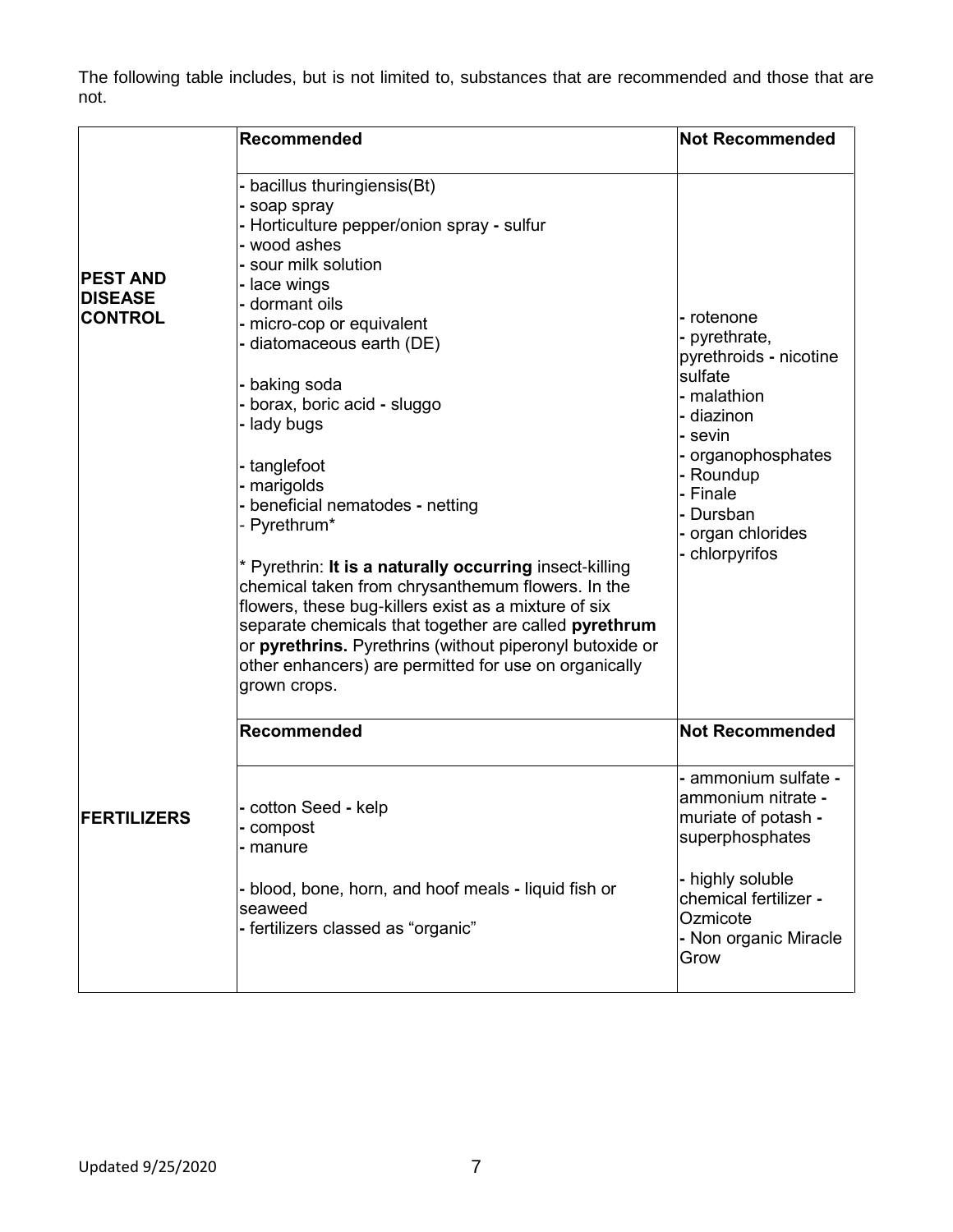The following table includes, but is not limited to, substances that are recommended and those that are not.

| | Recommended | Not Recommended |
|---|---|---|
| **PEST AND DISEASE CONTROL** | - bacillus thuringiensis(Bt)<br>- soap spray<br>- Horticulture pepper/onion spray - sulfur<br>- wood ashes<br>- sour milk solution<br>- lace wings<br>- dormant oils<br>- micro-cop or equivalent<br>- diatomaceous earth (DE)<br>- baking soda<br>- borax, boric acid - sluggo<br>- lady bugs<br>- tanglefoot<br>- marigolds<br>- beneficial nematodes - netting<br>- Pyrethrum*<br><br>* Pyrethrin: **It is a naturally occurring** insect-killing chemical taken from chrysanthemum flowers. In the flowers, these bug-killers exist as a mixture of six separate chemicals that together are called **pyrethrum** or **pyrethrins.** Pyrethrins (without piperonyl butoxide or other enhancers) are permitted for use on organically grown crops. | - rotenone<br>- pyrethrate, pyrethroids - nicotine sulfate<br>- malathion<br>- diazinon<br>- sevin<br>- organophosphates<br>- Roundup<br>- Finale<br>- Dursban<br>- organ chlorides<br>- chlorpyrifos |
| | **Recommended** | **Not Recommended** |
| **FERTILIZERS** | - cotton Seed - kelp<br>- compost<br>- manure<br>- blood, bone, horn, and hoof meals - liquid fish or seaweed<br>- fertilizers classed as "organic" | - ammonium sulfate - ammonium nitrate - muriate of potash - superphosphates<br>- highly soluble chemical fertilizer - Ozmicote<br>- Non organic Miracle Grow |

Updated 9/25/2020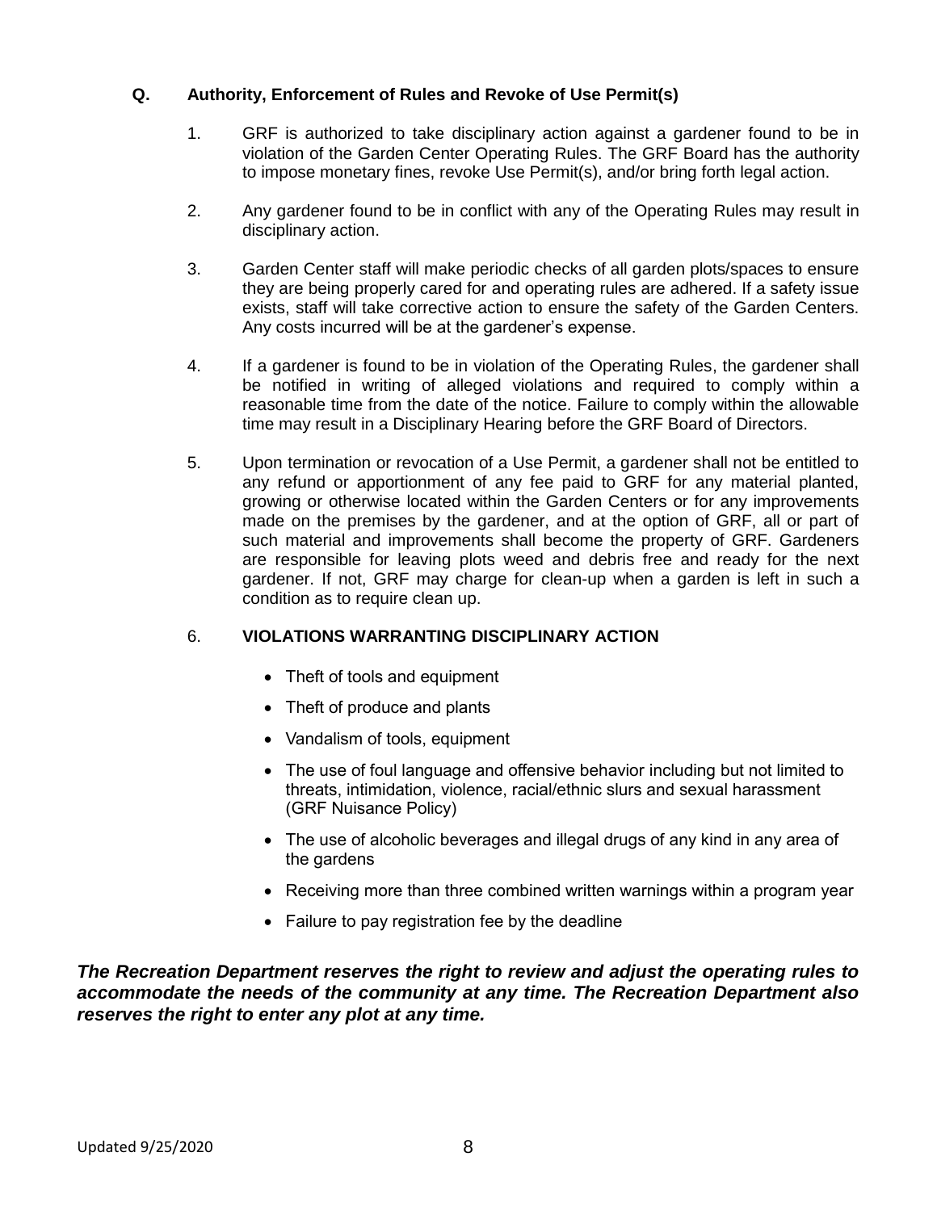### Q. Authority, Enforcement of Rules and Revoke of Use Permit(s)

1. GRF is authorized to take disciplinary action against a gardener found to be in violation of the Garden Center Operating Rules. The GRF Board has the authority to impose monetary fines, revoke Use Permit(s), and/or bring forth legal action.

2. Any gardener found to be in conflict with any of the Operating Rules may result in disciplinary action.

3. Garden Center staff will make periodic checks of all garden plots/spaces to ensure they are being properly cared for and operating rules are adhered. If a safety issue exists, staff will take corrective action to ensure the safety of the Garden Centers. Any costs incurred will be at the gardener's expense.

4. If a gardener is found to be in violation of the Operating Rules, the gardener shall be notified in writing of alleged violations and required to comply within a reasonable time from the date of the notice. Failure to comply within the allowable time may result in a Disciplinary Hearing before the GRF Board of Directors.

5. Upon termination or revocation of a Use Permit, a gardener shall not be entitled to any refund or apportionment of any fee paid to GRF for any material planted, growing or otherwise located within the Garden Centers or for any improvements made on the premises by the gardener, and at the option of GRF, all or part of such material and improvements shall become the property of GRF. Gardeners are responsible for leaving plots weed and debris free and ready for the next gardener. If not, GRF may charge for clean-up when a garden is left in such a condition as to require clean up.

6. **VIOLATIONS WARRANTING DISCIPLINARY ACTION**

   - Theft of tools and equipment
   - Theft of produce and plants
   - Vandalism of tools, equipment
   - The use of foul language and offensive behavior including but not limited to threats, intimidation, violence, racial/ethnic slurs and sexual harassment (GRF Nuisance Policy)
   - The use of alcoholic beverages and illegal drugs of any kind in any area of the gardens
   - Receiving more than three combined written warnings within a program year
   - Failure to pay registration fee by the deadline

***The Recreation Department reserves the right to review and adjust the operating rules to accommodate the needs of the community at any time. The Recreation Department also reserves the right to enter any plot at any time.***

Updated 9/25/2020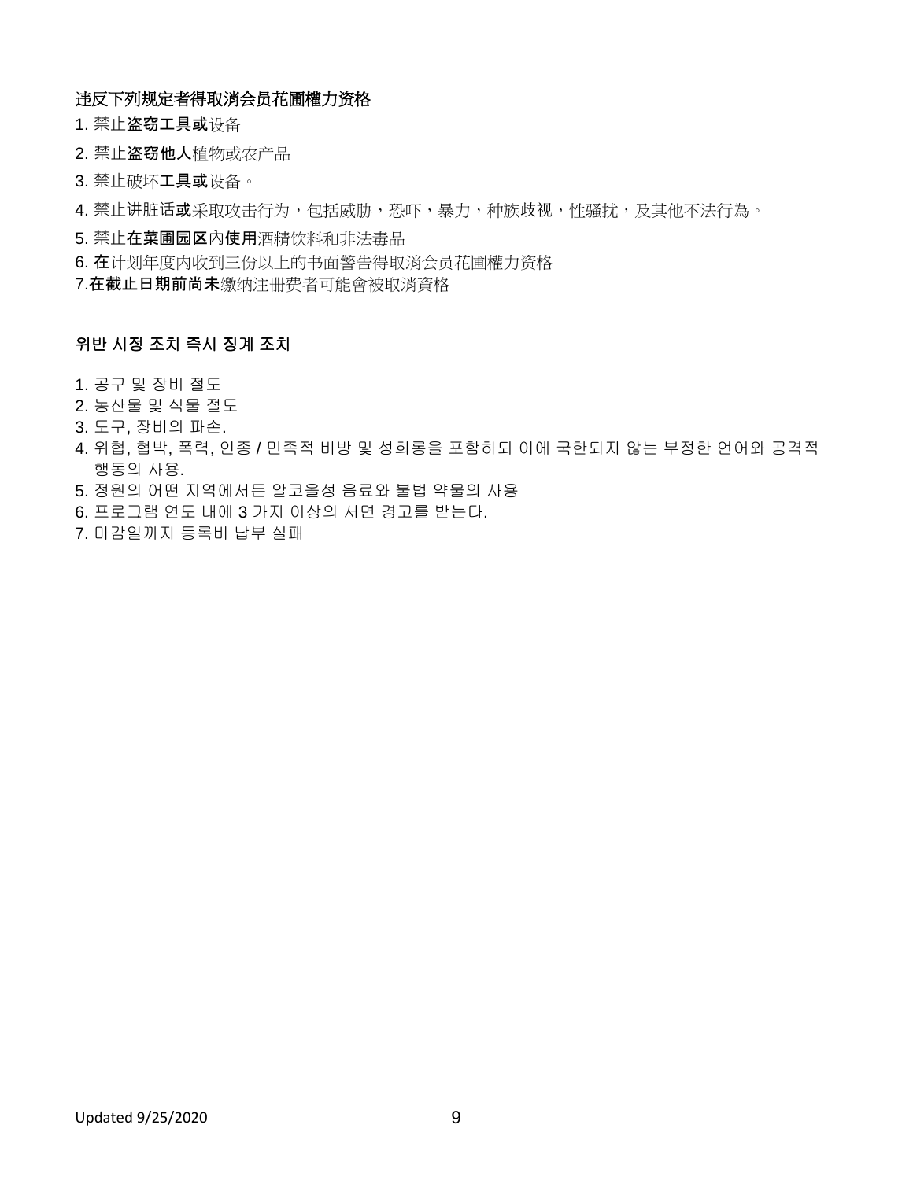**违反下列规定者得取消会员花圃權力资格**

1. 禁止**盗窃工具或**设备
2. 禁止**盗窃他人**植物或农产品
3. 禁止破坏**工具或**设备。
4. 禁止讲脏话**或**采取攻击行为，包括威胁，恐吓，暴力，种族歧视，性骚扰，及其他不法行為。
5. 禁止**在菜圃园区**内**使用**酒精饮料和非法毒品
6. **在**计划年度内收到三份以上的书面警告得取消会员花圃權力资格
7.**在截止日期前尚未**缴纳注册费者可能會被取消資格

**위반 시정 조치 즉시 징계 조치**

1. 공구 및 장비 절도
2. 농산물 및 식물 절도
3. 도구, 장비의 파손.
4. 위협, 협박, 폭력, 인종 / 민족적 비방 및 성희롱을 포함하되 이에 국한되지 않는 부정한 언어와 공격적 행동의 사용.
5. 정원의 어떤 지역에서든 알코올성 음료와 불법 약물의 사용
6. 프로그램 연도 내에 3 가지 이상의 서면 경고를 받는다.
7. 마감일까지 등록비 납부 실패

Updated 9/25/2020